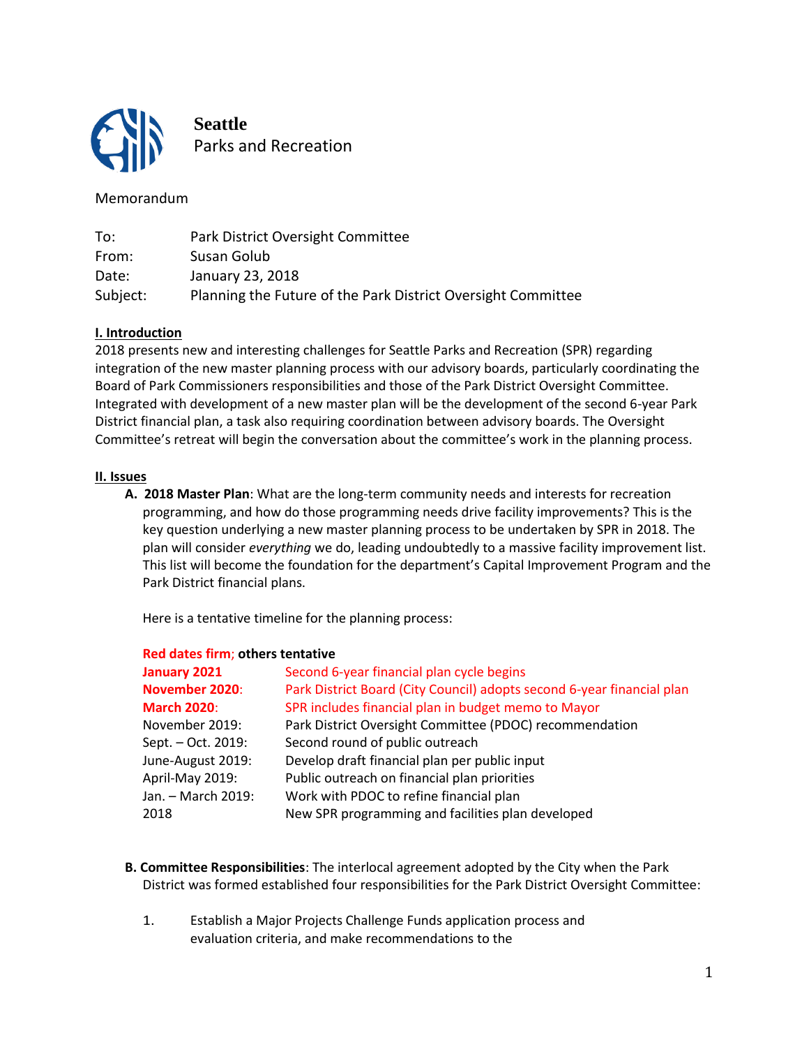**Seattle**
Parks and Recreation

Memorandum

| | |
|---|---|
| To: | Park District Oversight Committee |
| From: | Susan Golub |
| Date: | January 23, 2018 |
| Subject: | Planning the Future of the Park District Oversight Committee |

## I. Introduction

2018 presents new and interesting challenges for Seattle Parks and Recreation (SPR) regarding integration of the new master planning process with our advisory boards, particularly coordinating the Board of Park Commissioners responsibilities and those of the Park District Oversight Committee. Integrated with development of a new master plan will be the development of the second 6-year Park District financial plan, a task also requiring coordination between advisory boards. The Oversight Committee's retreat will begin the conversation about the committee's work in the planning process.

## II. Issues

**A. 2018 Master Plan**: What are the long-term community needs and interests for recreation programming, and how do those programming needs drive facility improvements? This is the key question underlying a new master planning process to be undertaken by SPR in 2018. The plan will consider *everything* we do, leading undoubtedly to a massive facility improvement list. This list will become the foundation for the department's Capital Improvement Program and the Park District financial plans.

Here is a tentative timeline for the planning process:

**Red dates firm; others tentative**

| | |
|---|---|
| **January 2021** | Second 6-year financial plan cycle begins |
| **November 2020**: | Park District Board (City Council) adopts second 6-year financial plan |
| **March 2020**: | SPR includes financial plan in budget memo to Mayor |
| November 2019: | Park District Oversight Committee (PDOC) recommendation |
| Sept. – Oct. 2019: | Second round of public outreach |
| June-August 2019: | Develop draft financial plan per public input |
| April-May 2019: | Public outreach on financial plan priorities |
| Jan. – March 2019: | Work with PDOC to refine financial plan |
| 2018 | New SPR programming and facilities plan developed |

**B. Committee Responsibilities**: The interlocal agreement adopted by the City when the Park District was formed established four responsibilities for the Park District Oversight Committee:

1. Establish a Major Projects Challenge Funds application process and evaluation criteria, and make recommendations to the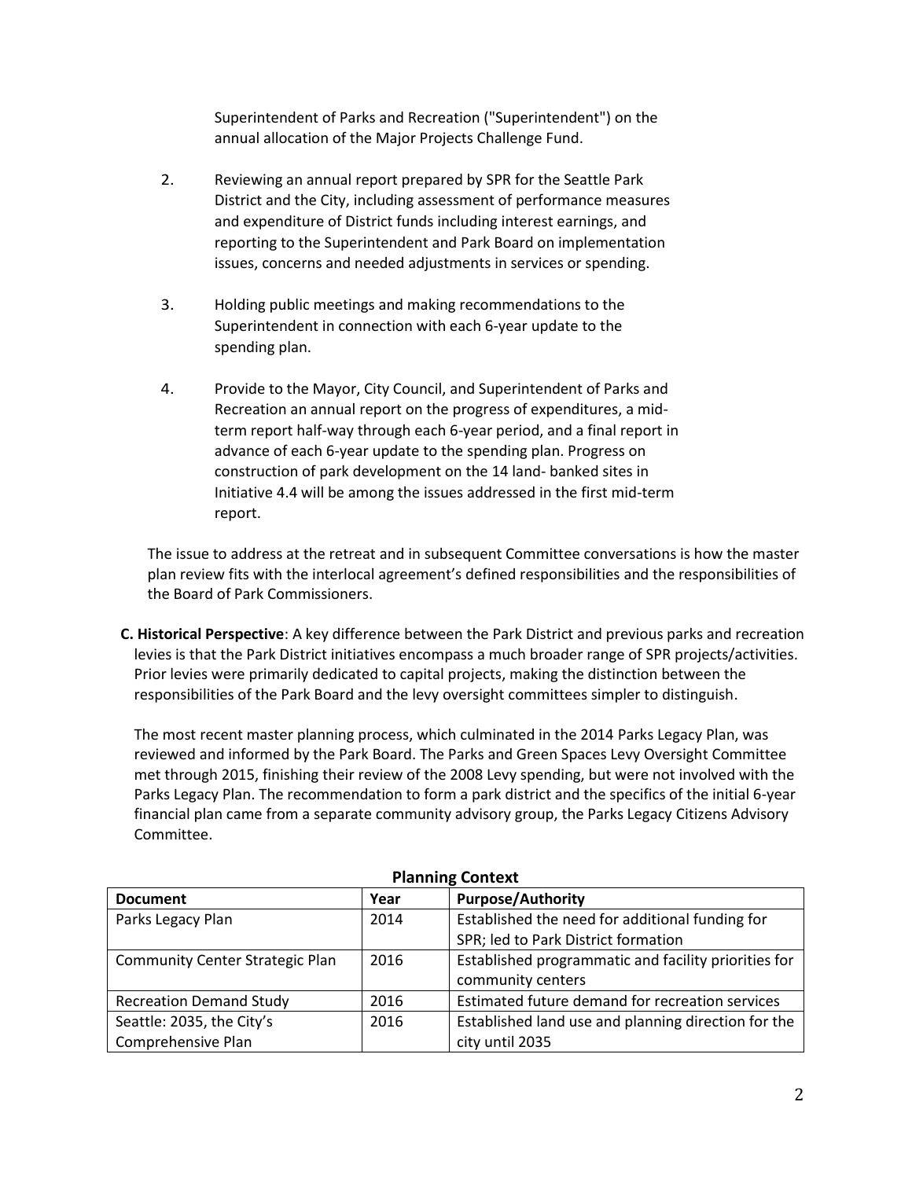Superintendent of Parks and Recreation ("Superintendent") on the annual allocation of the Major Projects Challenge Fund.

2. Reviewing an annual report prepared by SPR for the Seattle Park District and the City, including assessment of performance measures and expenditure of District funds including interest earnings, and reporting to the Superintendent and Park Board on implementation issues, concerns and needed adjustments in services or spending.

3. Holding public meetings and making recommendations to the Superintendent in connection with each 6-year update to the spending plan.

4. Provide to the Mayor, City Council, and Superintendent of Parks and Recreation an annual report on the progress of expenditures, a mid-term report half-way through each 6-year period, and a final report in advance of each 6-year update to the spending plan. Progress on construction of park development on the 14 land- banked sites in Initiative 4.4 will be among the issues addressed in the first mid-term report.

The issue to address at the retreat and in subsequent Committee conversations is how the master plan review fits with the interlocal agreement's defined responsibilities and the responsibilities of the Board of Park Commissioners.

**C. Historical Perspective**: A key difference between the Park District and previous parks and recreation levies is that the Park District initiatives encompass a much broader range of SPR projects/activities. Prior levies were primarily dedicated to capital projects, making the distinction between the responsibilities of the Park Board and the levy oversight committees simpler to distinguish.

The most recent master planning process, which culminated in the 2014 Parks Legacy Plan, was reviewed and informed by the Park Board. The Parks and Green Spaces Levy Oversight Committee met through 2015, finishing their review of the 2008 Levy spending, but were not involved with the Parks Legacy Plan. The recommendation to form a park district and the specifics of the initial 6-year financial plan came from a separate community advisory group, the Parks Legacy Citizens Advisory Committee.

**Planning Context**

| Document | Year | Purpose/Authority |
|---|---|---|
| Parks Legacy Plan | 2014 | Established the need for additional funding for SPR; led to Park District formation |
| Community Center Strategic Plan | 2016 | Established programmatic and facility priorities for community centers |
| Recreation Demand Study | 2016 | Estimated future demand for recreation services |
| Seattle: 2035, the City's Comprehensive Plan | 2016 | Established land use and planning direction for the city until 2035 |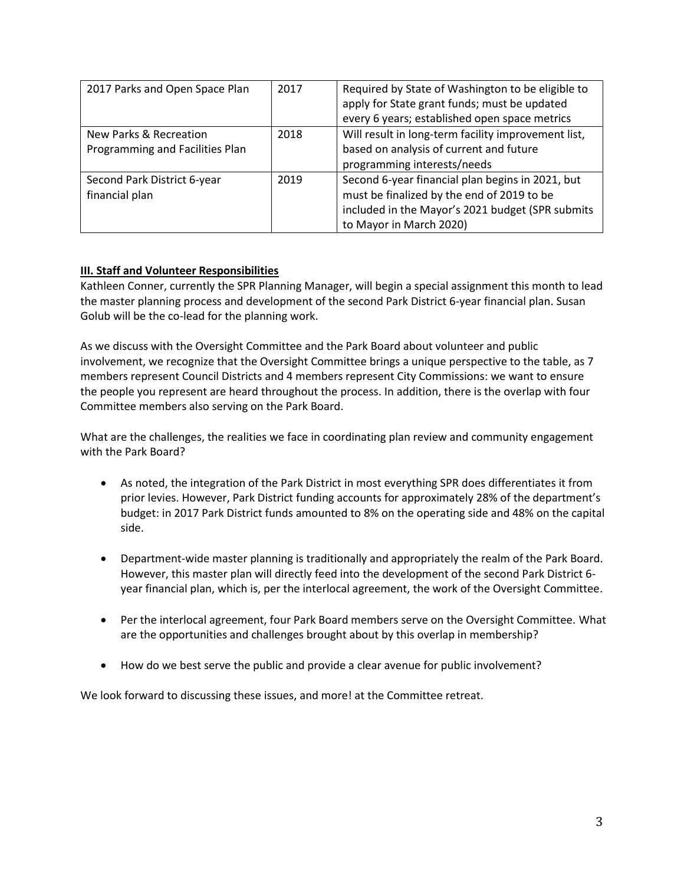| | | |
|---|---|---|
| 2017 Parks and Open Space Plan | 2017 | Required by State of Washington to be eligible to apply for State grant funds; must be updated every 6 years; established open space metrics |
| New Parks & Recreation Programming and Facilities Plan | 2018 | Will result in long-term facility improvement list, based on analysis of current and future programming interests/needs |
| Second Park District 6-year financial plan | 2019 | Second 6-year financial plan begins in 2021, but must be finalized by the end of 2019 to be included in the Mayor's 2021 budget (SPR submits to Mayor in March 2020) |

**III. Staff and Volunteer Responsibilities**

Kathleen Conner, currently the SPR Planning Manager, will begin a special assignment this month to lead the master planning process and development of the second Park District 6-year financial plan. Susan Golub will be the co-lead for the planning work.

As we discuss with the Oversight Committee and the Park Board about volunteer and public involvement, we recognize that the Oversight Committee brings a unique perspective to the table, as 7 members represent Council Districts and 4 members represent City Commissions: we want to ensure the people you represent are heard throughout the process. In addition, there is the overlap with four Committee members also serving on the Park Board.

What are the challenges, the realities we face in coordinating plan review and community engagement with the Park Board?

- As noted, the integration of the Park District in most everything SPR does differentiates it from prior levies. However, Park District funding accounts for approximately 28% of the department's budget: in 2017 Park District funds amounted to 8% on the operating side and 48% on the capital side.
- Department-wide master planning is traditionally and appropriately the realm of the Park Board. However, this master plan will directly feed into the development of the second Park District 6-year financial plan, which is, per the interlocal agreement, the work of the Oversight Committee.
- Per the interlocal agreement, four Park Board members serve on the Oversight Committee. What are the opportunities and challenges brought about by this overlap in membership?
- How do we best serve the public and provide a clear avenue for public involvement?

We look forward to discussing these issues, and more! at the Committee retreat.